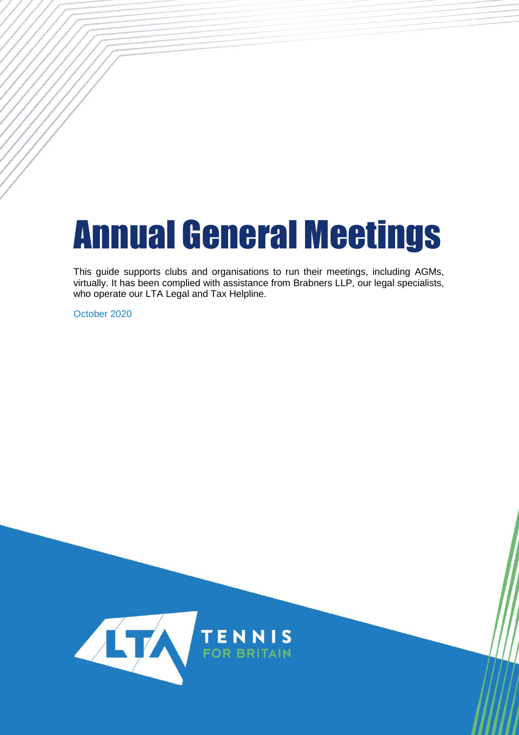# Annual General Meetings

This guide supports clubs and organisations to run their meetings, including AGMs, virtually. It has been complied with assistance from Brabners LLP, our legal specialists, who operate our LTA Legal and Tax Helpline.

October 2020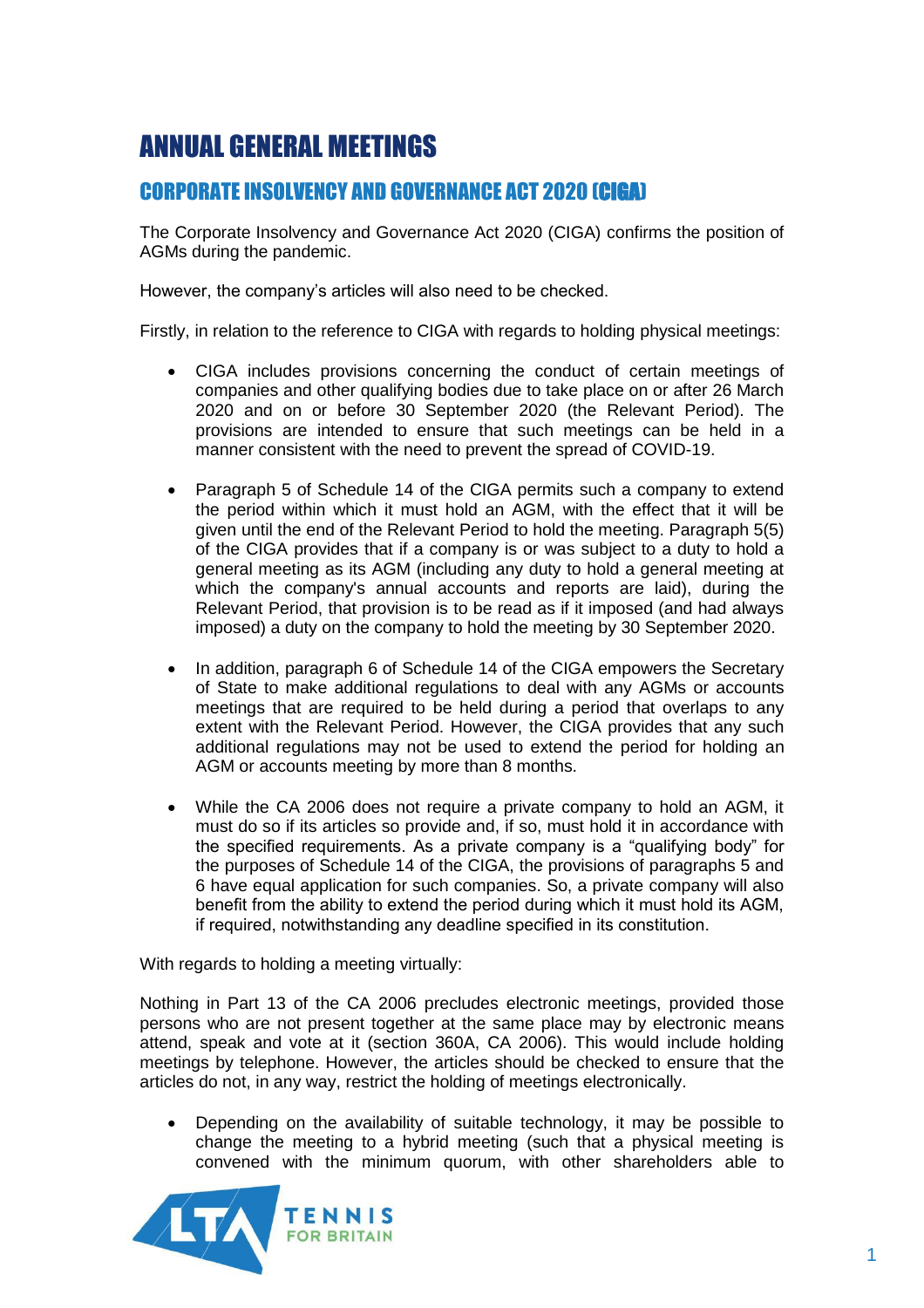# ANNUAL GENERAL MEETINGS

## CORPORATE INSOLVENCY AND GOVERNANCE ACT 2020 (CIGA)

The Corporate Insolvency and Governance Act 2020 (CIGA) confirms the position of AGMs during the pandemic.

However, the company's articles will also need to be checked.

Firstly, in relation to the reference to CIGA with regards to holding physical meetings:

- CIGA includes provisions concerning the conduct of certain meetings of companies and other qualifying bodies due to take place on or after 26 March 2020 and on or before 30 September 2020 (the Relevant Period). The provisions are intended to ensure that such meetings can be held in a manner consistent with the need to prevent the spread of COVID-19.
- Paragraph 5 of Schedule 14 of the CIGA permits such a company to extend the period within which it must hold an AGM, with the effect that it will be given until the end of the Relevant Period to hold the meeting. Paragraph 5(5) of the CIGA provides that if a company is or was subject to a duty to hold a general meeting as its AGM (including any duty to hold a general meeting at which the company's annual accounts and reports are laid), during the Relevant Period, that provision is to be read as if it imposed (and had always imposed) a duty on the company to hold the meeting by 30 September 2020.
- In addition, paragraph 6 of Schedule 14 of the CIGA empowers the Secretary of State to make additional regulations to deal with any AGMs or accounts meetings that are required to be held during a period that overlaps to any extent with the Relevant Period. However, the CIGA provides that any such additional regulations may not be used to extend the period for holding an AGM or accounts meeting by more than 8 months.
- While the CA 2006 does not require a private company to hold an AGM, it must do so if its articles so provide and, if so, must hold it in accordance with the specified requirements. As a private company is a "qualifying body" for the purposes of Schedule 14 of the CIGA, the provisions of paragraphs 5 and 6 have equal application for such companies. So, a private company will also benefit from the ability to extend the period during which it must hold its AGM, if required, notwithstanding any deadline specified in its constitution.

With regards to holding a meeting virtually:

Nothing in Part 13 of the CA 2006 precludes electronic meetings, provided those persons who are not present together at the same place may by electronic means attend, speak and vote at it (section 360A, CA 2006). This would include holding meetings by telephone. However, the articles should be checked to ensure that the articles do not, in any way, restrict the holding of meetings electronically.

- Depending on the availability of suitable technology, it may be possible to change the meeting to a hybrid meeting (such that a physical meeting is convened with the minimum quorum, with other shareholders able to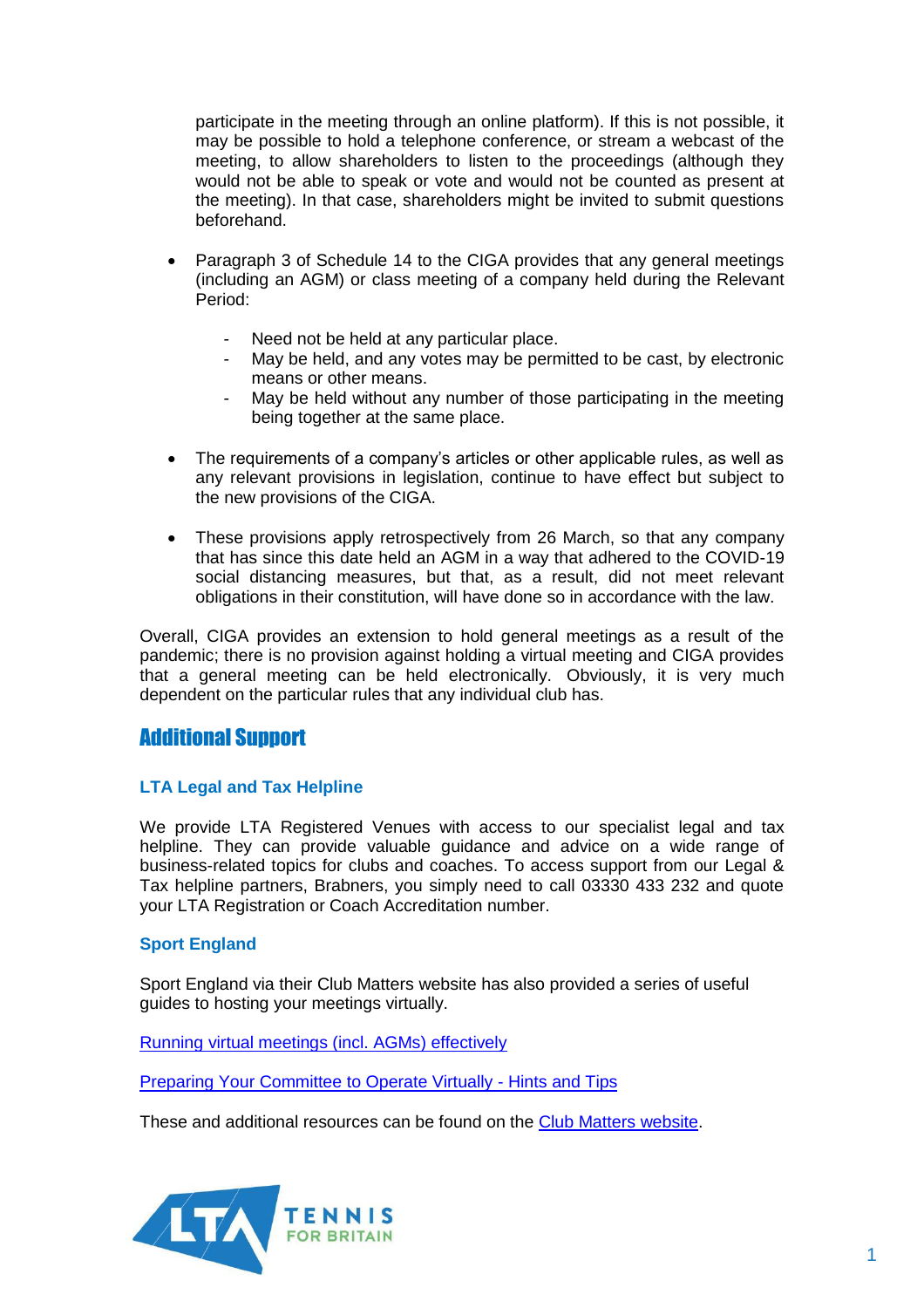participate in the meeting through an online platform). If this is not possible, it may be possible to hold a telephone conference, or stream a webcast of the meeting, to allow shareholders to listen to the proceedings (although they would not be able to speak or vote and would not be counted as present at the meeting). In that case, shareholders might be invited to submit questions beforehand.

- Paragraph 3 of Schedule 14 to the CIGA provides that any general meetings (including an AGM) or class meeting of a company held during the Relevant Period:
  - Need not be held at any particular place.
  - May be held, and any votes may be permitted to be cast, by electronic means or other means.
  - May be held without any number of those participating in the meeting being together at the same place.
- The requirements of a company's articles or other applicable rules, as well as any relevant provisions in legislation, continue to have effect but subject to the new provisions of the CIGA.
- These provisions apply retrospectively from 26 March, so that any company that has since this date held an AGM in a way that adhered to the COVID-19 social distancing measures, but that, as a result, did not meet relevant obligations in their constitution, will have done so in accordance with the law.

Overall, CIGA provides an extension to hold general meetings as a result of the pandemic; there is no provision against holding a virtual meeting and CIGA provides that a general meeting can be held electronically. Obviously, it is very much dependent on the particular rules that any individual club has.

## Additional Support

### LTA Legal and Tax Helpline

We provide LTA Registered Venues with access to our specialist legal and tax helpline. They can provide valuable guidance and advice on a wide range of business-related topics for clubs and coaches. To access support from our Legal & Tax helpline partners, Brabners, you simply need to call 03330 433 232 and quote your LTA Registration or Coach Accreditation number.

### Sport England

Sport England via their Club Matters website has also provided a series of useful guides to hosting your meetings virtually.

Running virtual meetings (incl. AGMs) effectively

Preparing Your Committee to Operate Virtually - Hints and Tips

These and additional resources can be found on the Club Matters website.